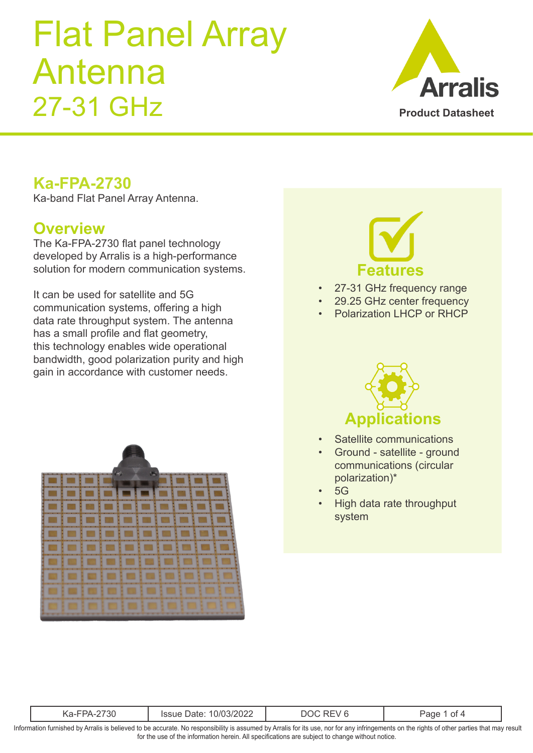# Flat Panel Array Antenna 27-31 GHz

Arralis

Product Datasheet

## Ka-FPA-2730

Ka-band Flat Panel Array Antenna.

## Overview

The Ka-FPA-2730 flat panel technology developed by Arralis is a high-performance solution for modern communication systems.

It can be used for satellite and 5G communication systems, offering a high data rate throughput system. The antenna has a small profile and flat geometry, this technology enables wide operational bandwidth, good polarization purity and high gain in accordance with customer needs.

## Features

- 27-31 GHz frequency range
- 29.25 GHz center frequency
- Polarization LHCP or RHCP

## Applications

- Satellite communications
- Ground - satellite - ground communications (circular polarization)*
- 5G
- High data rate throughput system

| Ka-FPA-2730 | Issue Date: 10/03/2022 | DOC REV 6 |
|---|---|---|

Information furnished by Arralis is believed to be accurate. No responsibility is assumed by Arralis for its use, nor for any infringements on the rights of other parties that may result for the use of the information herein. All specifications are subject to change without notice.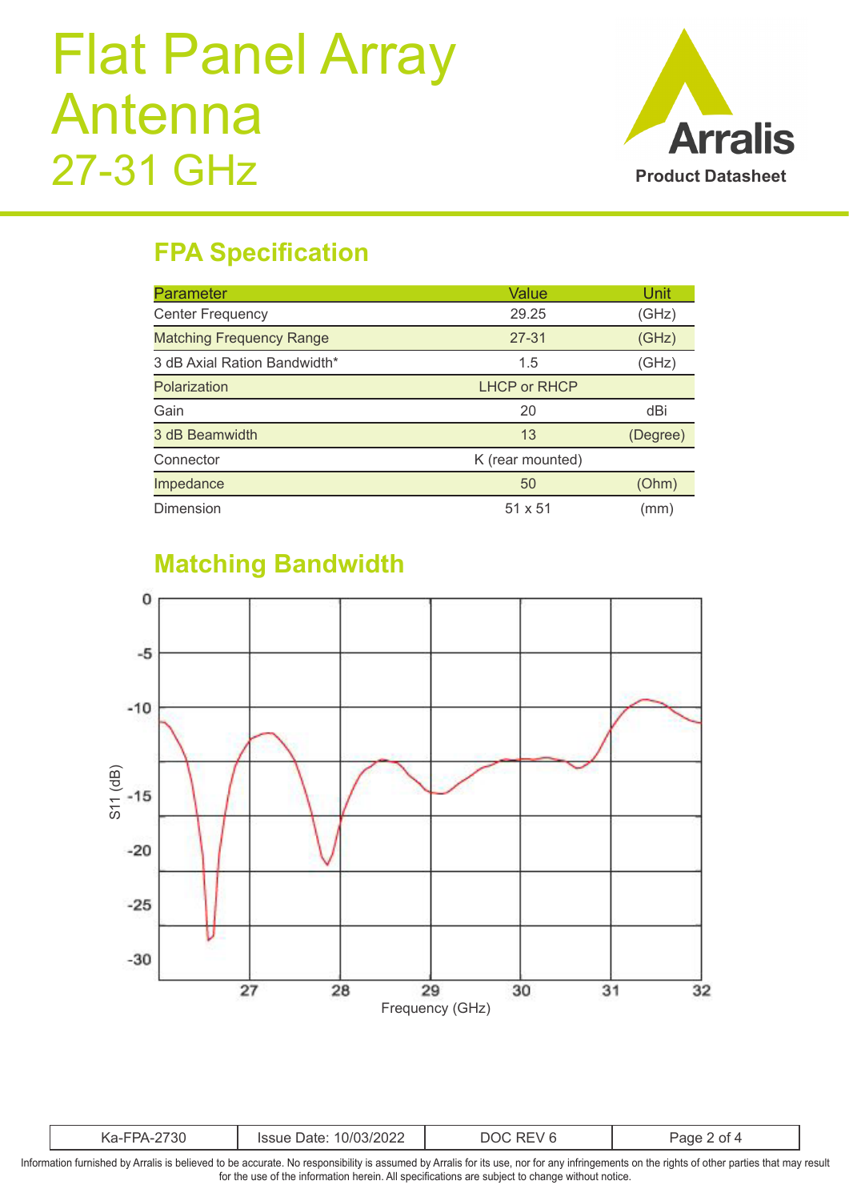# Flat Panel Array Antenna 27-31 GHz

Arralis Product Datasheet

## FPA Specification

| Parameter | Value | Unit |
|---|---|---|
| Center Frequency | 29.25 | (GHz) |
| Matching Frequency Range | 27-31 | (GHz) |
| 3 dB Axial Ration Bandwidth* | 1.5 | (GHz) |
| Polarization | LHCP or RHCP | |
| Gain | 20 | dBi |
| 3 dB Beamwidth | 13 | (Degree) |
| Connector | K (rear mounted) | |
| Impedance | 50 | (Ohm) |
| Dimension | 51 x 51 | (mm) |

## Matching Bandwidth

S11 (dB)

Frequency (GHz)

| Ka-FPA-2730 | Issue Date: 10/03/2022 | DOC REV 6 |
|---|---|---|

Information furnished by Arralis is believed to be accurate. No responsibility is assumed by Arralis for its use, nor for any infringements on the rights of other parties that may result for the use of the information herein. All specifications are subject to change without notice.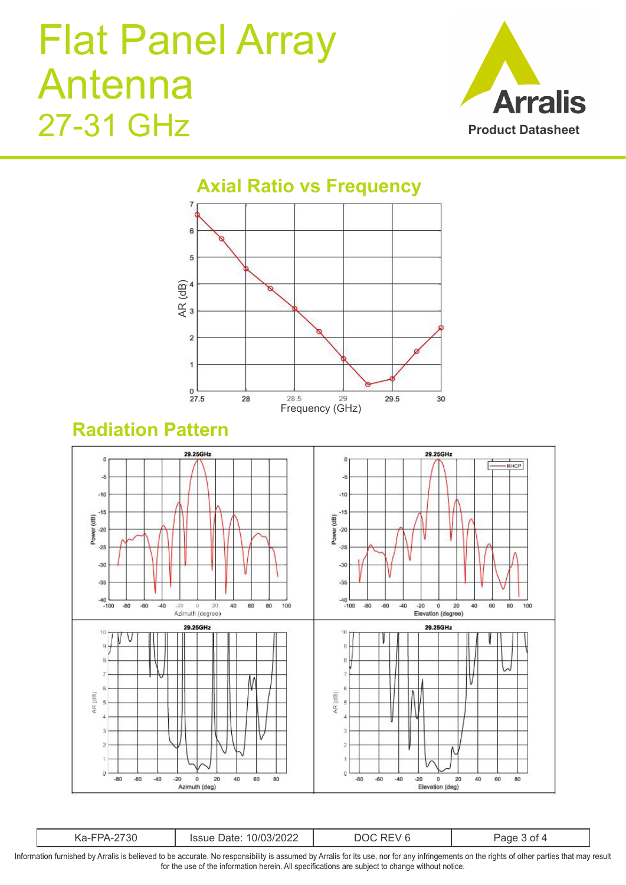# Flat Panel Array Antenna 27-31 GHz

## Axial Ratio vs Frequency

## Radiation Pattern

Information furnished by Arralis is believed to be accurate. No responsibility is assumed by Arralis for its use, nor for any infringements on the rights of other parties that may result for the use of the information herein. All specifications are subject to change without notice.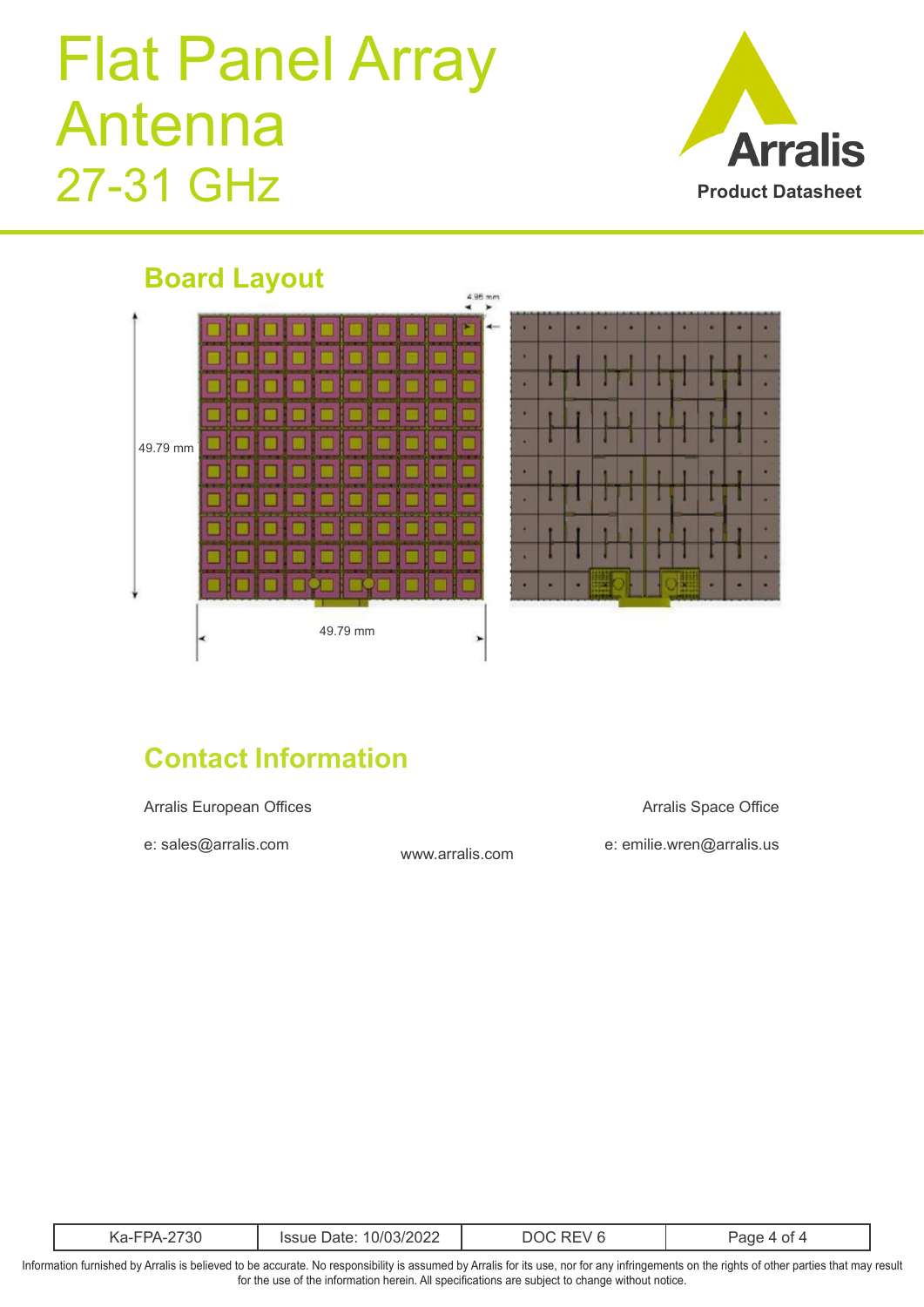# Flat Panel Array Antenna 27-31 GHz

Arralis

Product Datasheet

## Board Layout

4.95 mm

49.79 mm

49.79 mm

## Contact Information

Arralis European Offices

e: sales@arralis.com

www.arralis.com

Arralis Space Office

e: emilie.wren@arralis.us

| Ka-FPA-2730 | Issue Date: 10/03/2022 | DOC REV 6 |
|---|---|---|

Information furnished by Arralis is believed to be accurate. No responsibility is assumed by Arralis for its use, nor for any infringements on the rights of other parties that may result for the use of the information herein. All specifications are subject to change without notice.